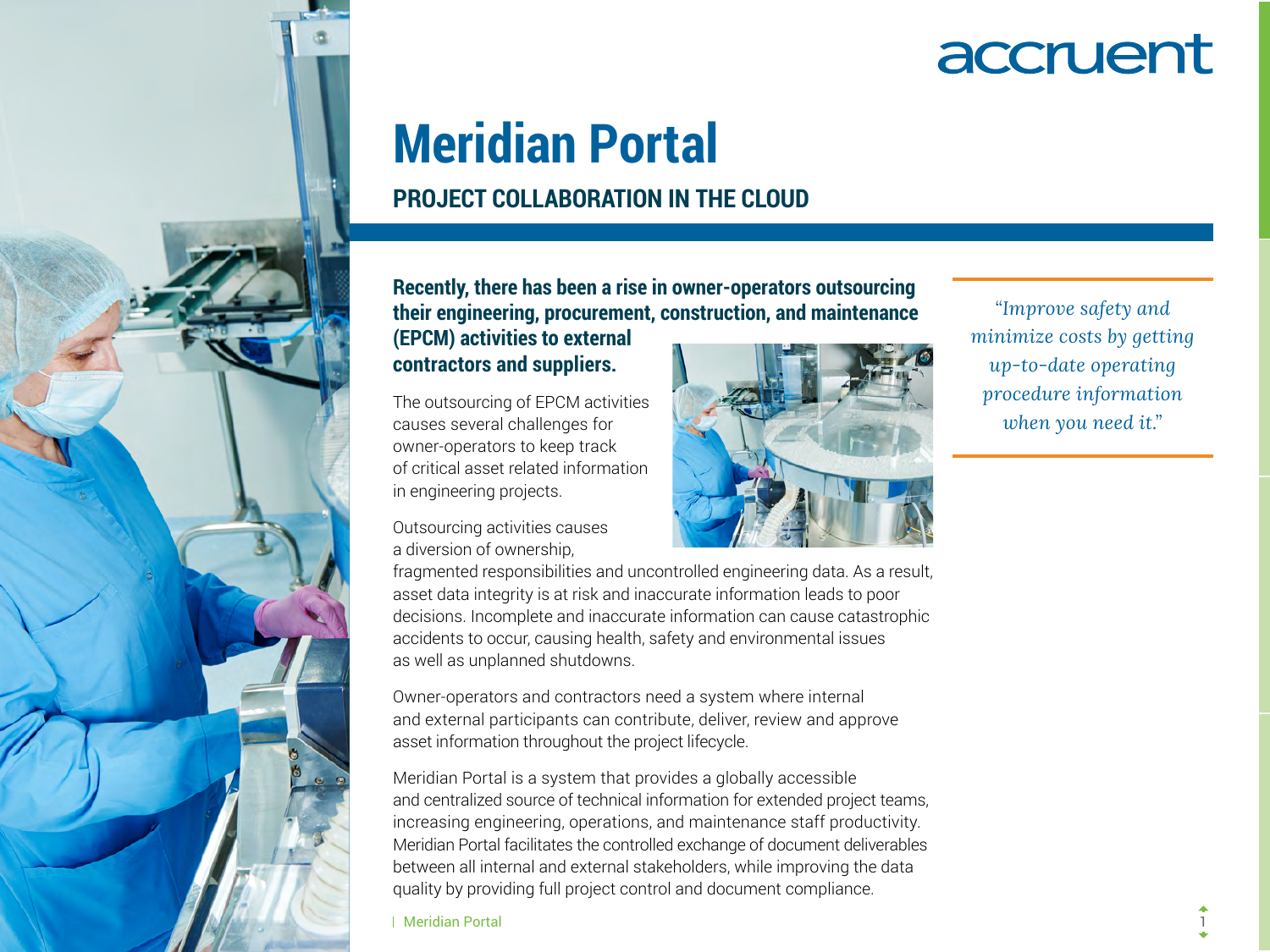accruent

# Meridian Portal

## PROJECT COLLABORATION IN THE CLOUD

**Recently, there has been a rise in owner-operators outsourcing their engineering, procurement, construction, and maintenance (EPCM) activities to external contractors and suppliers.**

The outsourcing of EPCM activities causes several challenges for owner-operators to keep track of critical asset related information in engineering projects.

Outsourcing activities causes a diversion of ownership, fragmented responsibilities and uncontrolled engineering data. As a result, asset data integrity is at risk and inaccurate information leads to poor decisions. Incomplete and inaccurate information can cause catastrophic accidents to occur, causing health, safety and environmental issues as well as unplanned shutdowns.

Owner-operators and contractors need a system where internal and external participants can contribute, deliver, review and approve asset information throughout the project lifecycle.

Meridian Portal is a system that provides a globally accessible and centralized source of technical information for extended project teams, increasing engineering, operations, and maintenance staff productivity. Meridian Portal facilitates the controlled exchange of document deliverables between all internal and external stakeholders, while improving the data quality by providing full project control and document compliance.

*"Improve safety and minimize costs by getting up-to-date operating procedure information when you need it."*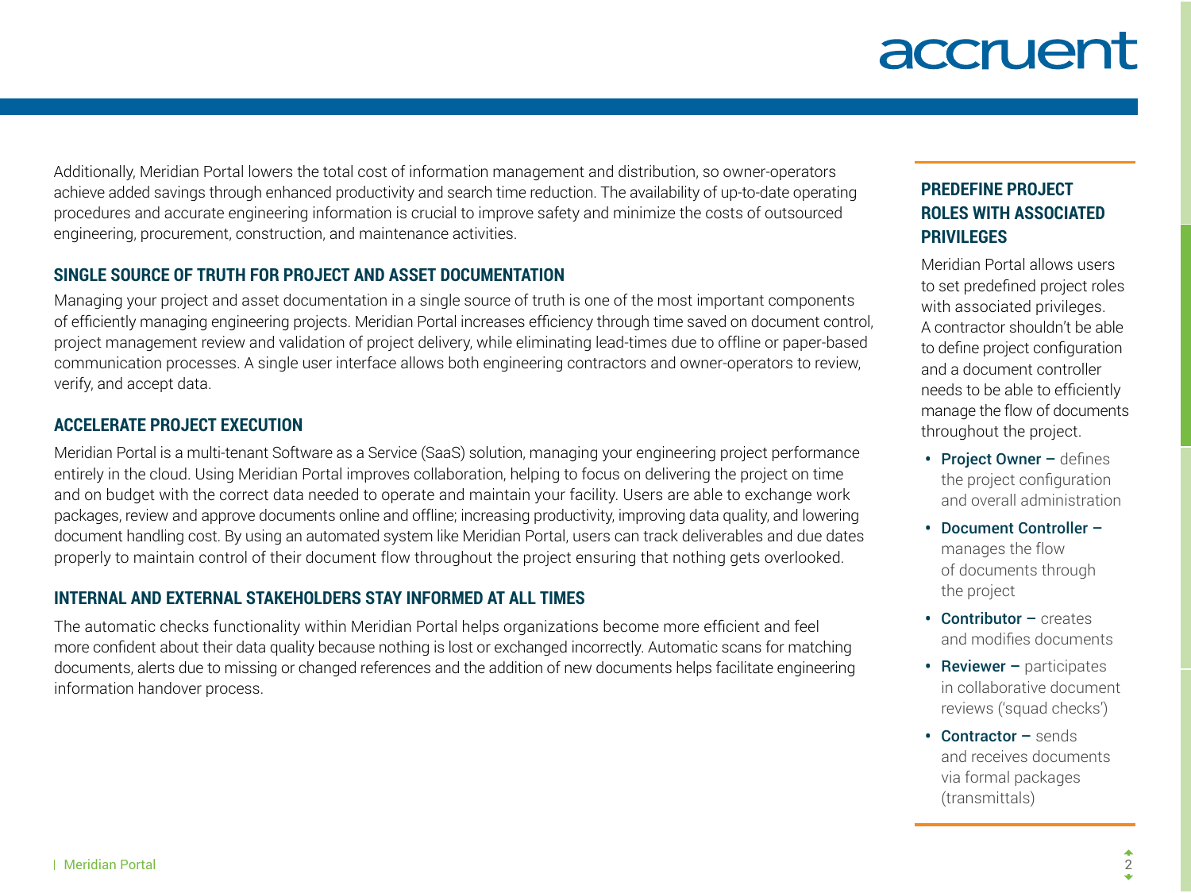Additionally, Meridian Portal lowers the total cost of information management and distribution, so owner-operators achieve added savings through enhanced productivity and search time reduction. The availability of up-to-date operating procedures and accurate engineering information is crucial to improve safety and minimize the costs of outsourced engineering, procurement, construction, and maintenance activities.

## SINGLE SOURCE OF TRUTH FOR PROJECT AND ASSET DOCUMENTATION

Managing your project and asset documentation in a single source of truth is one of the most important components of efficiently managing engineering projects. Meridian Portal increases efficiency through time saved on document control, project management review and validation of project delivery, while eliminating lead-times due to offline or paper-based communication processes. A single user interface allows both engineering contractors and owner-operators to review, verify, and accept data.

## ACCELERATE PROJECT EXECUTION

Meridian Portal is a multi-tenant Software as a Service (SaaS) solution, managing your engineering project performance entirely in the cloud. Using Meridian Portal improves collaboration, helping to focus on delivering the project on time and on budget with the correct data needed to operate and maintain your facility. Users are able to exchange work packages, review and approve documents online and offline; increasing productivity, improving data quality, and lowering document handling cost. By using an automated system like Meridian Portal, users can track deliverables and due dates properly to maintain control of their document flow throughout the project ensuring that nothing gets overlooked.

## INTERNAL AND EXTERNAL STAKEHOLDERS STAY INFORMED AT ALL TIMES

The automatic checks functionality within Meridian Portal helps organizations become more efficient and feel more confident about their data quality because nothing is lost or exchanged incorrectly. Automatic scans for matching documents, alerts due to missing or changed references and the addition of new documents helps facilitate engineering information handover process.

## PREDEFINE PROJECT ROLES WITH ASSOCIATED PRIVILEGES

Meridian Portal allows users to set predefined project roles with associated privileges. A contractor shouldn't be able to define project configuration and a document controller needs to be able to efficiently manage the flow of documents throughout the project.

- **Project Owner –** defines the project configuration and overall administration
- **Document Controller –** manages the flow of documents through the project
- **Contributor –** creates and modifies documents
- **Reviewer –** participates in collaborative document reviews ('squad checks')
- **Contractor –** sends and receives documents via formal packages (transmittals)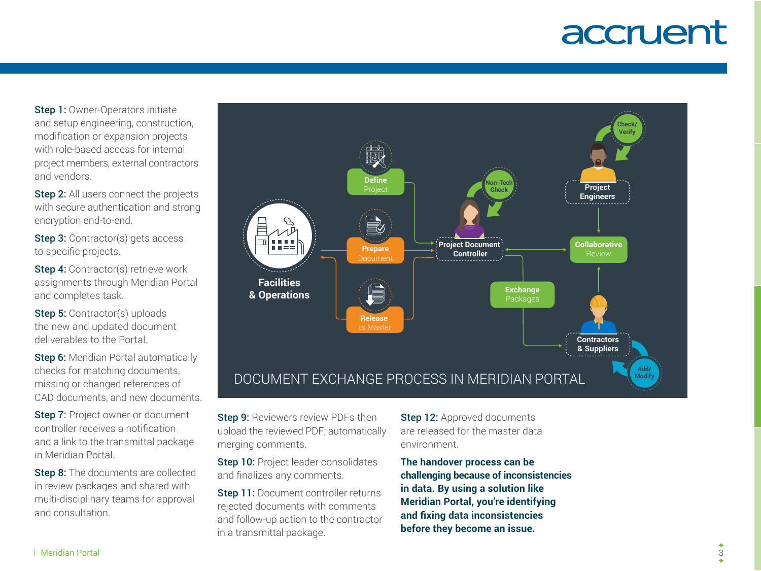**Step 1:** Owner-Operators initiate and setup engineering, construction, modification or expansion projects with role-based access for internal project members, external contractors and vendors.

**Step 2:** All users connect the projects with secure authentication and strong encryption end-to-end.

**Step 3:** Contractor(s) gets access to specific projects.

**Step 4:** Contractor(s) retrieve work assignments through Meridian Portal and completes task.

**Step 5:** Contractor(s) uploads the new and updated document deliverables to the Portal.

**Step 6:** Meridian Portal automatically checks for matching documents, missing or changed references of CAD documents, and new documents.

**Step 7:** Project owner or document controller receives a notification and a link to the transmittal package in Meridian Portal.

**Step 8:** The documents are collected in review packages and shared with multi-disciplinary teams for approval and consultation.

DOCUMENT EXCHANGE PROCESS IN MERIDIAN PORTAL

Facilities & Operations — Define Project — Prepare Document — Release to Master — Project Document Controller — Non-Tech Check — Project Engineers — Check/Verify — Collaborative Review — Exchange Packages — Contractors & Suppliers — Add/Modify

**Step 9:** Reviewers review PDFs then upload the reviewed PDF; automatically merging comments.

**Step 10:** Project leader consolidates and finalizes any comments.

**Step 11:** Document controller returns rejected documents with comments and follow-up action to the contractor in a transmittal package.

**Step 12:** Approved documents are released for the master data environment.

**The handover process can be challenging because of inconsistencies in data. By using a solution like Meridian Portal, you're identifying and fixing data inconsistencies before they become an issue.**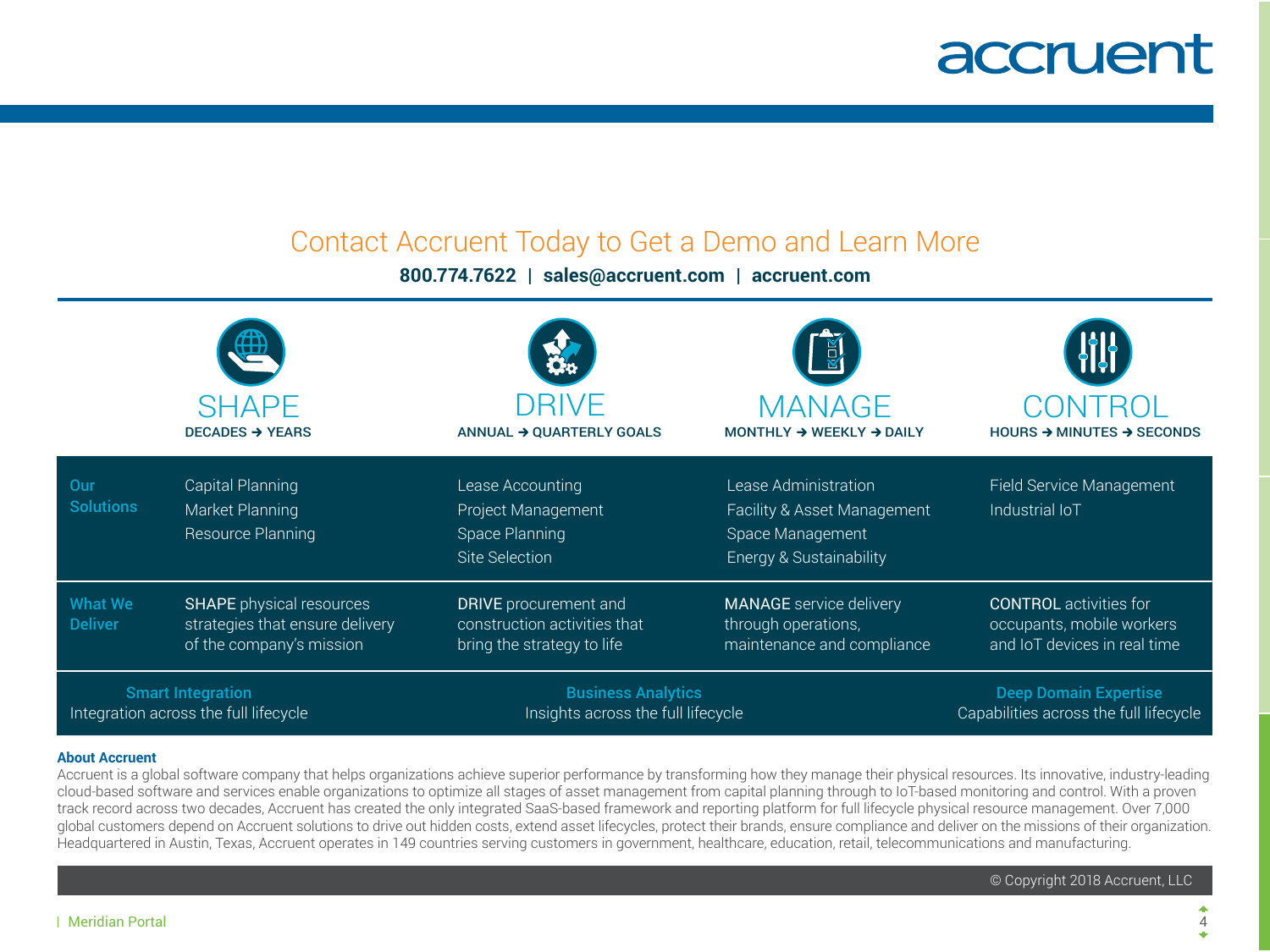accruent

## Contact Accruent Today to Get a Demo and Learn More

**800.774.7622 | sales@accruent.com | accruent.com**

| | SHAPE<br>DECADES → YEARS | DRIVE<br>ANNUAL → QUARTERLY GOALS | MANAGE<br>MONTHLY → WEEKLY → DAILY | CONTROL<br>HOURS → MINUTES → SECONDS |
|---|---|---|---|---|
| **Our Solutions** | Capital Planning<br>Market Planning<br>Resource Planning | Lease Accounting<br>Project Management<br>Space Planning<br>Site Selection | Lease Administration<br>Facility & Asset Management<br>Space Management<br>Energy & Sustainability | Field Service Management<br>Industrial IoT |
| **What We Deliver** | SHAPE physical resources strategies that ensure delivery of the company's mission | DRIVE procurement and construction activities that bring the strategy to life | MANAGE service delivery through operations, maintenance and compliance | CONTROL activities for occupants, mobile workers and IoT devices in real time |

**Smart Integration**
Integration across the full lifecycle

**Business Analytics**
Insights across the full lifecycle

**Deep Domain Expertise**
Capabilities across the full lifecycle

**About Accruent**

Accruent is a global software company that helps organizations achieve superior performance by transforming how they manage their physical resources. Its innovative, industry-leading cloud-based software and services enable organizations to optimize all stages of asset management from capital planning through to IoT-based monitoring and control. With a proven track record across two decades, Accruent has created the only integrated SaaS-based framework and reporting platform for full lifecycle physical resource management. Over 7,000 global customers depend on Accruent solutions to drive out hidden costs, extend asset lifecycles, protect their brands, ensure compliance and deliver on the missions of their organization. Headquartered in Austin, Texas, Accruent operates in 149 countries serving customers in government, healthcare, education, retail, telecommunications and manufacturing.

© Copyright 2018 Accruent, LLC